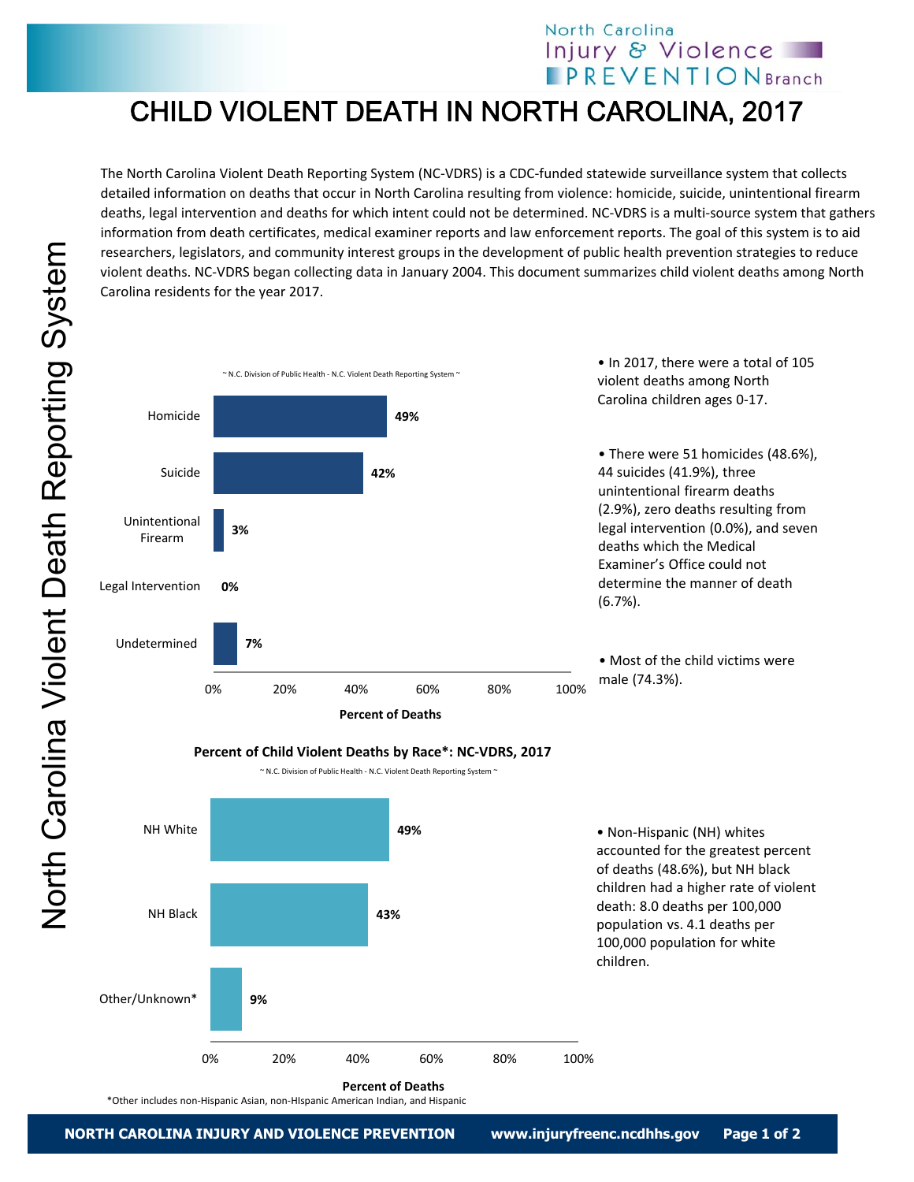# CHILD VIOLENT DEATH IN NORTH CAROLINA, 2017

North Carolina Violent Death Reporting System

The North Carolina Violent Death Reporting System (NC-VDRS) is a CDC-funded statewide surveillance system that collects detailed information on deaths that occur in North Carolina resulting from violence: homicide, suicide, unintentional firearm deaths, legal intervention and deaths for which intent could not be determined. NC-VDRS is a multi-source system that gathers information from death certificates, medical examiner reports and law enforcement reports. The goal of this system is to aid researchers, legislators, and community interest groups in the development of public health prevention strategies to reduce violent deaths. NC-VDRS began collecting data in January 2004. This document summarizes child violent deaths among North Carolina residents for the year 2017.

~ N.C. Division of Public Health - N.C. Violent Death Reporting System ~

| Manner | Percent of Deaths |
|---|---|
| Homicide | 49% |
| Suicide | 42% |
| Unintentional Firearm | 3% |
| Legal Intervention | 0% |
| Undetermined | 7% |

- In 2017, there were a total of 105 violent deaths among North Carolina children ages 0-17.
- There were 51 homicides (48.6%), 44 suicides (41.9%), three unintentional firearm deaths (2.9%), zero deaths resulting from legal intervention (0.0%), and seven deaths which the Medical Examiner's Office could not determine the manner of death (6.7%).
- Most of the child victims were male (74.3%).

**Percent of Child Violent Deaths by Race*: NC-VDRS, 2017**

~ N.C. Division of Public Health - N.C. Violent Death Reporting System ~

| Race | Percent of Deaths |
|---|---|
| NH White | 49% |
| NH Black | 43% |
| Other/Unknown* | 9% |

*Other includes non-Hispanic Asian, non-HIspanic American Indian, and Hispanic

- Non-Hispanic (NH) whites accounted for the greatest percent of deaths (48.6%), but NH black children had a higher rate of violent death: 8.0 deaths per 100,000 population vs. 4.1 deaths per 100,000 population for white children.

NORTH CAROLINA INJURY AND VIOLENCE PREVENTION www.injuryfreenc.ncdhhs.gov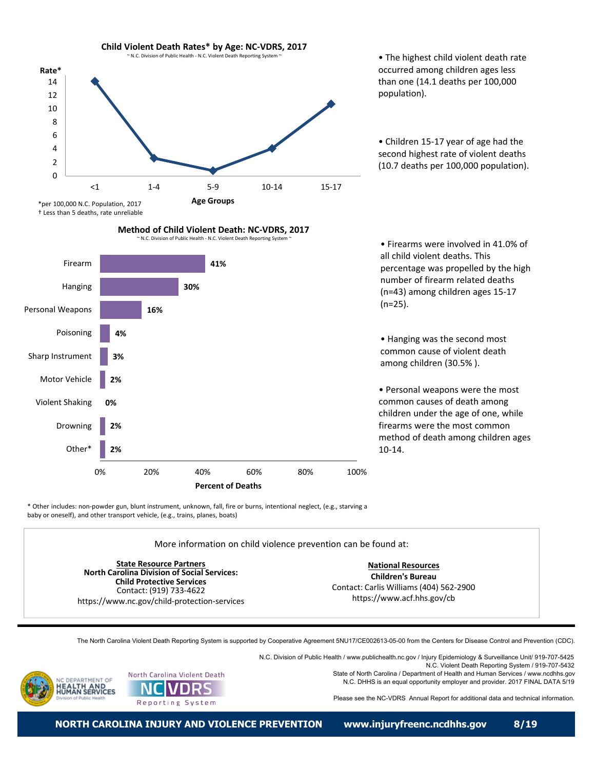## Child Violent Death Rates* by Age: NC-VDRS, 2017

~ N.C. Division of Public Health - N.C. Violent Death Reporting System ~

Rate*

14
12
10
8
6
4
2
0

<1 1-4 5-9 10-14 15-17

Age Groups

*per 100,000 N.C. Population, 2017
† Less than 5 deaths, rate unreliable

- The highest child violent death rate occurred among children ages less than one (14.1 deaths per 100,000 population).
- Children 15-17 year of age had the second highest rate of violent deaths (10.7 deaths per 100,000 population).

## Method of Child Violent Death: NC-VDRS, 2017

~ N.C. Division of Public Health - N.C. Violent Death Reporting System ~

Firearm 41%
Hanging 30%
Personal Weapons 16%
Poisoning 4%
Sharp Instrument 3%
Motor Vehicle 2%
Violent Shaking 0%
Drowning 2%
Other* 2%

0% 20% 40% 60% 80% 100%

Percent of Deaths

- Firearms were involved in 41.0% of all child violent deaths. This percentage was propelled by the high number of firearm related deaths (n=43) among children ages 15-17 (n=25).
- Hanging was the second most common cause of violent death among children (30.5% ).
- Personal weapons were the most common causes of death among children under the age of one, while firearms were the most common method of death among children ages 10-14.

* Other includes: non-powder gun, blunt instrument, unknown, fall, fire or burns, intentional neglect, (e.g., starving a baby or oneself), and other transport vehicle, (e.g., trains, planes, boats)

More information on child violence prevention can be found at:

**State Resource Partners**
**North Carolina Division of Social Services:**
**Child Protective Services**
Contact: (919) 733-4622
https://www.nc.gov/child-protection-services

**National Resources**
**Children's Bureau**
Contact: Carlis Williams (404) 562-2900
https://www.acf.hhs.gov/cb

The North Carolina Violent Death Reporting System is supported by Cooperative Agreement 5NU17/CE002613-05-00 from the Centers for Disease Control and Prevention (CDC).

N.C. Division of Public Health / www.publichealth.nc.gov / Injury Epidemiology & Surveillance Unit/ 919-707-5425
N.C. Violent Death Reporting System / 919-707-5432
State of North Carolina / Department of Health and Human Services / www.ncdhhs.gov
N.C. DHHS is an equal opportunity employer and provider. 2017 FINAL DATA 5/19

Please see the NC-VDRS Annual Report for additional data and technical information.

NORTH CAROLINA INJURY AND VIOLENCE PREVENTION www.injuryfreenc.ncdhhs.gov 8/19